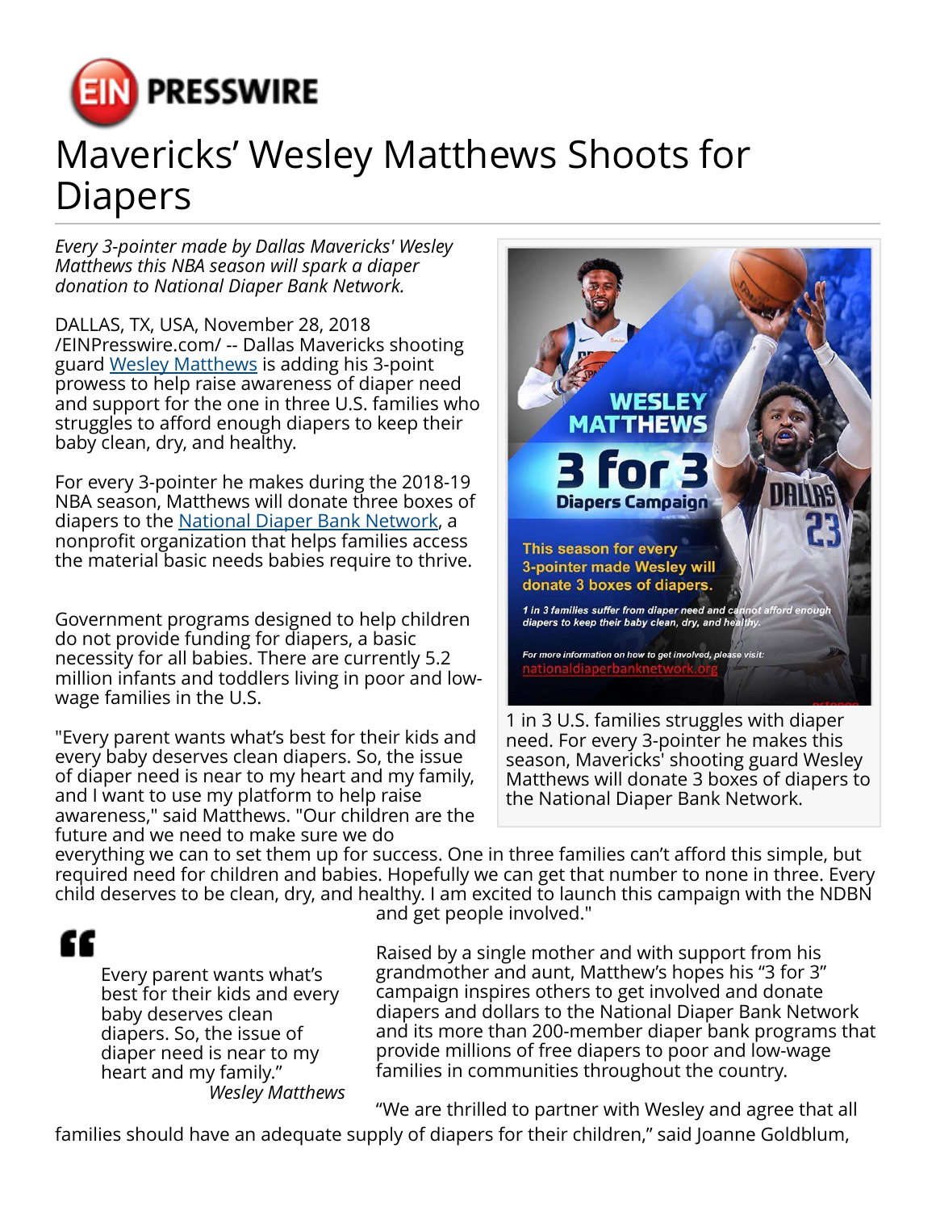# Mavericks' Wesley Matthews Shoots for Diapers

*Every 3-pointer made by Dallas Mavericks' Wesley Matthews this NBA season will spark a diaper donation to National Diaper Bank Network.*

DALLAS, TX, USA, November 28, 2018 /EINPresswire.com/ -- Dallas Mavericks shooting guard Wesley Matthews is adding his 3-point prowess to help raise awareness of diaper need and support for the one in three U.S. families who struggles to afford enough diapers to keep their baby clean, dry, and healthy.

For every 3-pointer he makes during the 2018-19 NBA season, Matthews will donate three boxes of diapers to the National Diaper Bank Network, a nonprofit organization that helps families access the material basic needs babies require to thrive.

Government programs designed to help children do not provide funding for diapers, a basic necessity for all babies. There are currently 5.2 million infants and toddlers living in poor and low-wage families in the U.S.

"Every parent wants what's best for their kids and every baby deserves clean diapers. So, the issue of diaper need is near to my heart and my family, and I want to use my platform to help raise awareness," said Matthews. "Our children are the future and we need to make sure we do everything we can to set them up for success. One in three families can't afford this simple, but required need for children and babies. Hopefully we can get that number to none in three. Every child deserves to be clean, dry, and healthy. I am excited to launch this campaign with the NDBN and get people involved."

1 in 3 U.S. families struggles with diaper need. For every 3-pointer he makes this season, Mavericks' shooting guard Wesley Matthews will donate 3 boxes of diapers to the National Diaper Bank Network.

> Every parent wants what's best for their kids and every baby deserves clean diapers. So, the issue of diaper need is near to my heart and my family."
>
> *Wesley Matthews*

Raised by a single mother and with support from his grandmother and aunt, Matthew's hopes his "3 for 3" campaign inspires others to get involved and donate diapers and dollars to the National Diaper Bank Network and its more than 200-member diaper bank programs that provide millions of free diapers to poor and low-wage families in communities throughout the country.

"We are thrilled to partner with Wesley and agree that all families should have an adequate supply of diapers for their children," said Joanne Goldblum,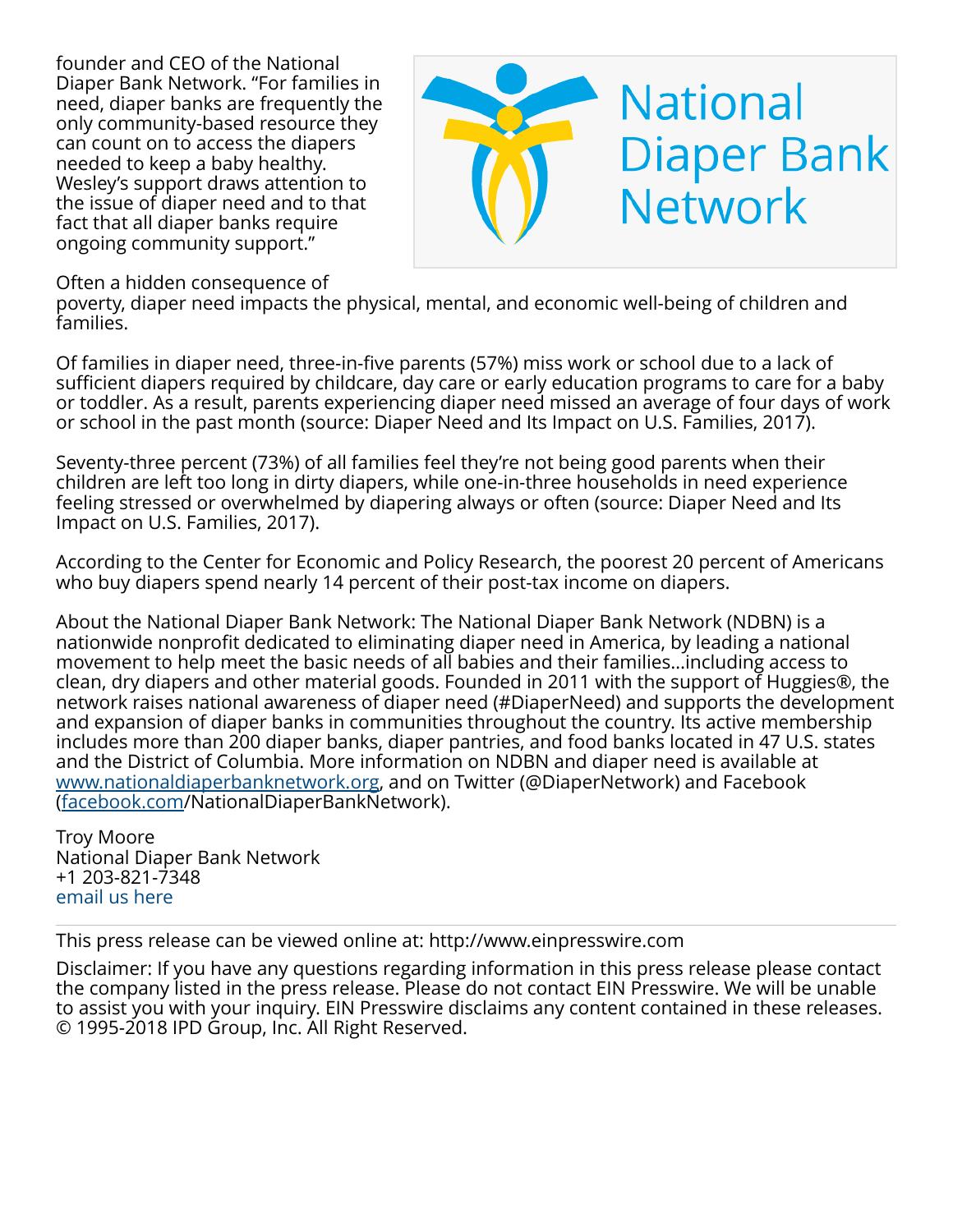founder and CEO of the National Diaper Bank Network. "For families in need, diaper banks are frequently the only community-based resource they can count on to access the diapers needed to keep a baby healthy. Wesley's support draws attention to the issue of diaper need and to that fact that all diaper banks require ongoing community support."

National Diaper Bank Network

Often a hidden consequence of poverty, diaper need impacts the physical, mental, and economic well-being of children and families.

Of families in diaper need, three-in-five parents (57%) miss work or school due to a lack of sufficient diapers required by childcare, day care or early education programs to care for a baby or toddler. As a result, parents experiencing diaper need missed an average of four days of work or school in the past month (source: Diaper Need and Its Impact on U.S. Families, 2017).

Seventy-three percent (73%) of all families feel they're not being good parents when their children are left too long in dirty diapers, while one-in-three households in need experience feeling stressed or overwhelmed by diapering always or often (source: Diaper Need and Its Impact on U.S. Families, 2017).

According to the Center for Economic and Policy Research, the poorest 20 percent of Americans who buy diapers spend nearly 14 percent of their post-tax income on diapers.

About the National Diaper Bank Network: The National Diaper Bank Network (NDBN) is a nationwide nonprofit dedicated to eliminating diaper need in America, by leading a national movement to help meet the basic needs of all babies and their families...including access to clean, dry diapers and other material goods. Founded in 2011 with the support of Huggies®, the network raises national awareness of diaper need (#DiaperNeed) and supports the development and expansion of diaper banks in communities throughout the country. Its active membership includes more than 200 diaper banks, diaper pantries, and food banks located in 47 U.S. states and the District of Columbia. More information on NDBN and diaper need is available at www.nationaldiaperbanknetwork.org, and on Twitter (@DiaperNetwork) and Facebook (facebook.com/NationalDiaperBankNetwork).

Troy Moore  
National Diaper Bank Network  
+1 203-821-7348  
email us here

---

This press release can be viewed online at: http://www.einpresswire.com

Disclaimer: If you have any questions regarding information in this press release please contact the company listed in the press release. Please do not contact EIN Presswire. We will be unable to assist you with your inquiry. EIN Presswire disclaims any content contained in these releases. © 1995-2018 IPD Group, Inc. All Right Reserved.